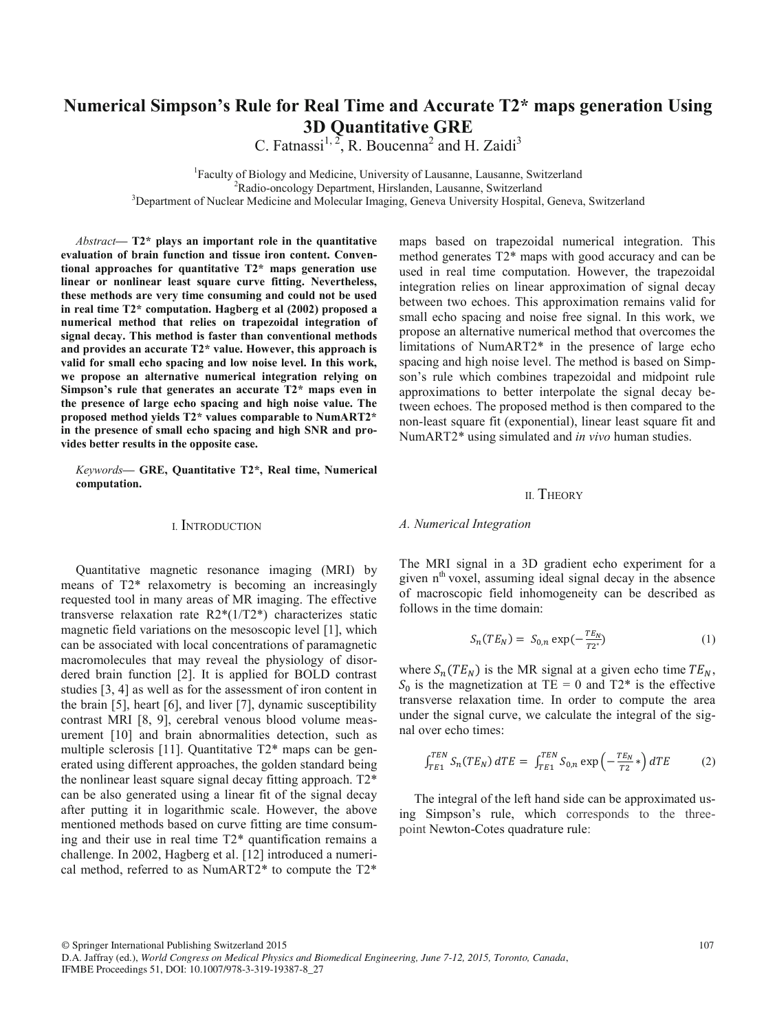# Numerical Simpson's Rule for Real Time and Accurate T2* maps generation Using 3D Quantitative GRE

C. Fatnassi[1, 2], R. Boucenna[2] and H. Zaidi[3]

[1]Faculty of Biology and Medicine, University of Lausanne, Lausanne, Switzerland
[2]Radio-oncology Department, Hirslanden, Lausanne, Switzerland
[3]Department of Nuclear Medicine and Molecular Imaging, Geneva University Hospital, Geneva, Switzerland

*Abstract*— **T2* plays an important role in the quantitative evaluation of brain function and tissue iron content. Conventional approaches for quantitative T2* maps generation use linear or nonlinear least square curve fitting. Nevertheless, these methods are very time consuming and could not be used in real time T2* computation. Hagberg et al (2002) proposed a numerical method that relies on trapezoidal integration of signal decay. This method is faster than conventional methods and provides an accurate T2* value. However, this approach is valid for small echo spacing and low noise level. In this work, we propose an alternative numerical integration relying on Simpson's rule that generates an accurate T2* maps even in the presence of large echo spacing and high noise value. The proposed method yields T2* values comparable to NumART2* in the presence of small echo spacing and high SNR and provides better results in the opposite case.**

*Keywords*— **GRE, Quantitative T2*, Real time, Numerical computation.**

## I. Introduction

Quantitative magnetic resonance imaging (MRI) by means of T2* relaxometry is becoming an increasingly requested tool in many areas of MR imaging. The effective transverse relaxation rate R2*(1/T2*) characterizes static magnetic field variations on the mesoscopic level [1], which can be associated with local concentrations of paramagnetic macromolecules that may reveal the physiology of disordered brain function [2]. It is applied for BOLD contrast studies [3, 4] as well as for the assessment of iron content in the brain [5], heart [6], and liver [7], dynamic susceptibility contrast MRI [8, 9], cerebral venous blood volume measurement [10] and brain abnormalities detection, such as multiple sclerosis [11]. Quantitative T2* maps can be generated using different approaches, the golden standard being the nonlinear least square signal decay fitting approach. T2* can be also generated using a linear fit of the signal decay after putting it in logarithmic scale. However, the above mentioned methods based on curve fitting are time consuming and their use in real time T2* quantification remains a challenge. In 2002, Hagberg et al. [12] introduced a numerical method, referred to as NumART2* to compute the T2* maps based on trapezoidal numerical integration. This method generates T2* maps with good accuracy and can be used in real time computation. However, the trapezoidal integration relies on linear approximation of signal decay between two echoes. This approximation remains valid for small echo spacing and noise free signal. In this work, we propose an alternative numerical method that overcomes the limitations of NumART2* in the presence of large echo spacing and high noise level. The method is based on Simpson's rule which combines trapezoidal and midpoint rule approximations to better interpolate the signal decay between echoes. The proposed method is then compared to the non-least square fit (exponential), linear least square fit and NumART2* using simulated and *in vivo* human studies.

## II. Theory

### *A. Numerical Integration*

The MRI signal in a 3D gradient echo experiment for a given n[th] voxel, assuming ideal signal decay in the absence of macroscopic field inhomogeneity can be described as follows in the time domain:

$$S_n(TE_N) = S_{0,n}\exp(-\frac{TE_N}{T2^*}) \tag{1}$$

where $S_n(TE_N)$ is the MR signal at a given echo time $TE_N$, $S_0$ is the magnetization at TE = 0 and T2* is the effective transverse relaxation time. In order to compute the area under the signal curve, we calculate the integral of the signal over echo times:

$$\int_{TE1}^{TEN} S_n(TE_N)\,dTE = \int_{TE1}^{TEN} S_{0,n}\exp\left(-\frac{TE_N}{T2}*\right)dTE \tag{2}$$

The integral of the left hand side can be approximated using Simpson's rule, which corresponds to the three-point Newton-Cotes quadrature rule: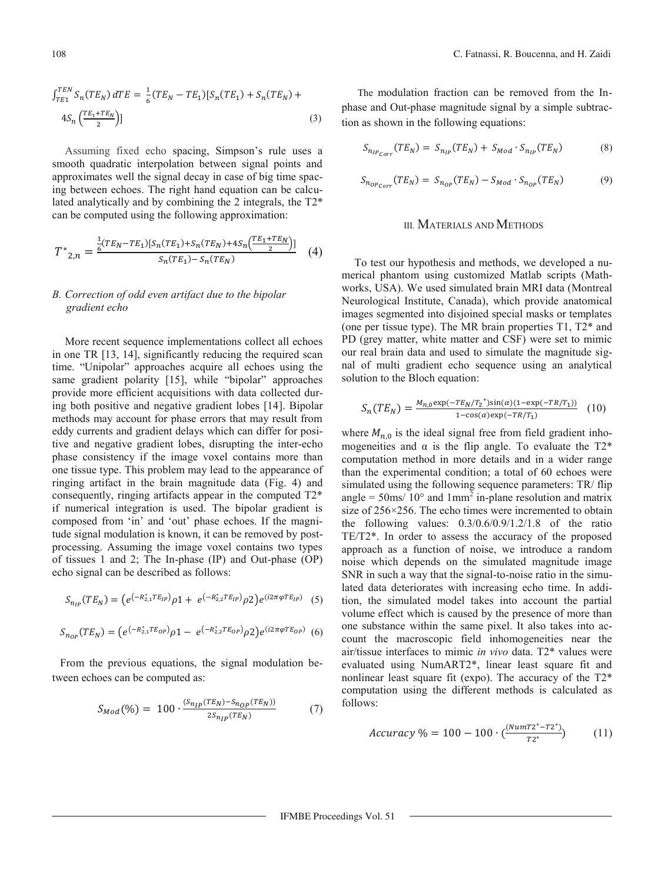$$\int_{TE1}^{TEN} S_n(TE_N)\,dTE = \frac{1}{6}(TE_N - TE_1)[S_n(TE_1) + S_n(TE_N) + 4S_n\left(\frac{TE_1+TE_N}{2}\right)] \quad (3)$$

Assuming fixed echo spacing, Simpson's rule uses a smooth quadratic interpolation between signal points and approximates well the signal decay in case of big time spacing between echoes. The right hand equation can be calculated analytically and by combining the 2 integrals, the T2* can be computed using the following approximation:

$$T^*_{2,n} = \frac{\frac{1}{6}(TE_N - TE_1)[S_n(TE_1)+S_n(TE_N)+4S_n\left(\frac{TE_1+TE_N}{2}\right)]}{S_n(TE_1) - S_n(TE_N)} \quad (4)$$

### *B. Correction of odd even artifact due to the bipolar gradient echo*

More recent sequence implementations collect all echoes in one TR [13, 14], significantly reducing the required scan time. "Unipolar" approaches acquire all echoes using the same gradient polarity [15], while "bipolar" approaches provide more efficient acquisitions with data collected during both positive and negative gradient lobes [14]. Bipolar methods may account for phase errors that may result from eddy currents and gradient delays which can differ for positive and negative gradient lobes, disrupting the inter-echo phase consistency if the image voxel contains more than one tissue type. This problem may lead to the appearance of ringing artifact in the brain magnitude data (Fig. 4) and consequently, ringing artifacts appear in the computed T2* if numerical integration is used. The bipolar gradient is composed from 'in' and 'out' phase echoes. If the magnitude signal modulation is known, it can be removed by post-processing. Assuming the image voxel contains two types of tissues 1 and 2; The In-phase (IP) and Out-phase (OP) echo signal can be described as follows:

$$S_{n_{IP}}(TE_N) = \left(e^{(-R^*_{2,1}TE_{IP})}\rho 1 + e^{(-R^*_{2,2}TE_{IP})}\rho 2\right)e^{(i2\pi\varphi TE_{IP})} \quad (5)$$

$$S_{n_{OP}}(TE_N) = \left(e^{(-R^*_{2,1}TE_{OP})}\rho 1 - e^{(-R^*_{2,2}TE_{OP})}\rho 2\right)e^{(i2\pi\varphi TE_{OP})} \quad (6)$$

From the previous equations, the signal modulation between echoes can be computed as:

$$S_{Mod}(\%) = 100 \cdot \frac{(S_{n_{IP}}(TE_N) - S_{n_{OP}}(TE_N))}{2S_{n_{IP}}(TE_N)} \quad (7)$$

The modulation fraction can be removed from the In-phase and Out-phase magnitude signal by a simple subtraction as shown in the following equations:

$$S_{n_{IP_{Corr}}}(TE_N) = S_{n_{IP}}(TE_N) + S_{Mod} \cdot S_{n_{IP}}(TE_N) \quad (8)$$

$$S_{n_{OP_{Corr}}}(TE_N) = S_{n_{OP}}(TE_N) - S_{Mod} \cdot S_{n_{OP}}(TE_N) \quad (9)$$

## III. MATERIALS AND METHODS

To test our hypothesis and methods, we developed a numerical phantom using customized Matlab scripts (Mathworks, USA). We used simulated brain MRI data (Montreal Neurological Institute, Canada), which provide anatomical images segmented into disjoined special masks or templates (one per tissue type). The MR brain properties T1, T2* and PD (grey matter, white matter and CSF) were set to mimic our real brain data and used to simulate the magnitude signal of multi gradient echo sequence using an analytical solution to the Bloch equation:

$$S_n(TE_N) = \frac{M_{n,0}\exp(-TE_N/T_2^{\ *})\sin(\alpha)(1-\exp(-TR/T_1))}{1-\cos(\alpha)\exp(-TR/T_1)} \quad (10)$$

where $M_{n,0}$ is the ideal signal free from field gradient inhomogeneities and α is the flip angle. To evaluate the T2* computation method in more details and in a wider range than the experimental condition; a total of 60 echoes were simulated using the following sequence parameters: TR/ flip angle = 50ms/ 10° and 1mm$^2$ in-plane resolution and matrix size of 256×256. The echo times were incremented to obtain the following values: 0.3/0.6/0.9/1.2/1.8 of the ratio TE/T2*. In order to assess the accuracy of the proposed approach as a function of noise, we introduce a random noise which depends on the simulated magnitude image SNR in such a way that the signal-to-noise ratio in the simulated data deteriorates with increasing echo time. In addition, the simulated model takes into account the partial volume effect which is caused by the presence of more than one substance within the same pixel. It also takes into account the macroscopic field inhomogeneities near the air/tissue interfaces to mimic *in vivo* data. T2* values were evaluated using NumART2*, linear least square fit and nonlinear least square fit (expo). The accuracy of the T2* computation using the different methods is calculated as follows:

$$Accuracy\ \% = 100 - 100 \cdot \left(\frac{(NumT2^* - T2^*)}{T2^*}\right) \quad (11)$$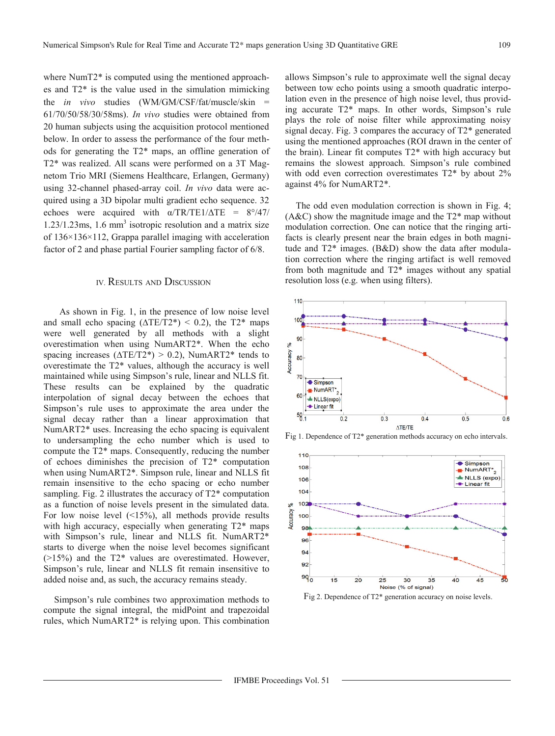where NumT2* is computed using the mentioned approaches and T2* is the value used in the simulation mimicking the *in vivo* studies (WM/GM/CSF/fat/muscle/skin = 61/70/50/58/30/58ms). *In vivo* studies were obtained from 20 human subjects using the acquisition protocol mentioned below. In order to assess the performance of the four methods for generating the T2* maps, an offline generation of T2* was realized. All scans were performed on a 3T Magnetom Trio MRI (Siemens Healthcare, Erlangen, Germany) using 32-channel phased-array coil. *In vivo* data were acquired using a 3D bipolar multi gradient echo sequence. 32 echoes were acquired with $\alpha$/TR/TE1/$\Delta$TE = 8°/47/1.23/1.23ms, 1.6 mm$^3$ isotropic resolution and a matrix size of 136×136×112, Grappa parallel imaging with acceleration factor of 2 and phase partial Fourier sampling factor of 6/8.

## IV. Results and Discussion

As shown in Fig. 1, in the presence of low noise level and small echo spacing ($\Delta$TE/T2*) < 0.2), the T2* maps were well generated by all methods with a slight overestimation when using NumART2*. When the echo spacing increases ($\Delta$TE/T2*) > 0.2), NumART2* tends to overestimate the T2* values, although the accuracy is well maintained while using Simpson's rule, linear and NLLS fit. These results can be explained by the quadratic interpolation of signal decay between the echoes that Simpson's rule uses to approximate the area under the signal decay rather than a linear approximation that NumART2* uses. Increasing the echo spacing is equivalent to undersampling the echo number which is used to compute the T2* maps. Consequently, reducing the number of echoes diminishes the precision of T2* computation when using NumART2*. Simpson rule, linear and NLLS fit remain insensitive to the echo spacing or echo number sampling. Fig. 2 illustrates the accuracy of T2* computation as a function of noise levels present in the simulated data. For low noise level (<15%), all methods provide results with high accuracy, especially when generating T2* maps with Simpson's rule, linear and NLLS fit. NumART2* starts to diverge when the noise level becomes significant (>15%) and the T2* values are overestimated. However, Simpson's rule, linear and NLLS fit remain insensitive to added noise and, as such, the accuracy remains steady.

Simpson's rule combines two approximation methods to compute the signal integral, the midPoint and trapezoidal rules, which NumART2* is relying upon. This combination allows Simpson's rule to approximate well the signal decay between tow echo points using a smooth quadratic interpolation even in the presence of high noise level, thus providing accurate T2* maps. In other words, Simpson's rule plays the role of noise filter while approximating noisy signal decay. Fig. 3 compares the accuracy of T2* generated using the mentioned approaches (ROI drawn in the center of the brain). Linear fit computes T2* with high accuracy but remains the slowest approach. Simpson's rule combined with odd even correction overestimates T2* by about 2% against 4% for NumART2*.

The odd even modulation correction is shown in Fig. 4; (A&C) show the magnitude image and the T2* map without modulation correction. One can notice that the ringing artifacts is clearly present near the brain edges in both magnitude and T2* images. (B&D) show the data after modulation correction where the ringing artifact is well removed from both magnitude and T2* images without any spatial resolution loss (e.g. when using filters).

Fig 1. Dependence of T2* generation methods accuracy on echo intervals.

Fig 2. Dependence of T2* generation accuracy on noise levels.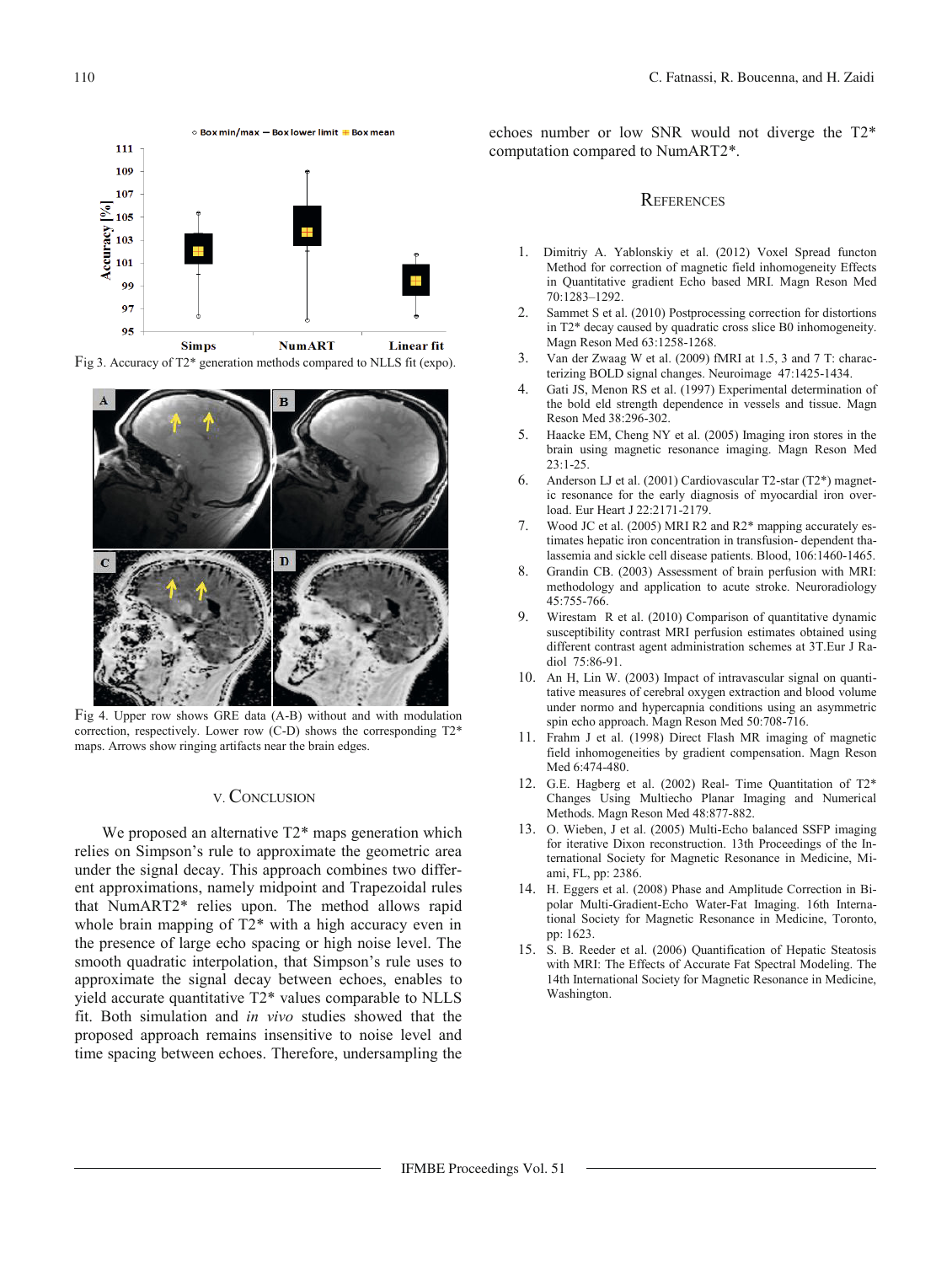Box min/max — Box lower limit Box mean

111
109
107
105
103
101
99
97
95

Accuracy [%]

Simps NumART Linear fit

Fig 3. Accuracy of T2* generation methods compared to NLLS fit (expo).

Fig 4. Upper row shows GRE data (A-B) without and with modulation correction, respectively. Lower row (C-D) shows the corresponding T2* maps. Arrows show ringing artifacts near the brain edges.

## V. CONCLUSION

We proposed an alternative T2* maps generation which relies on Simpson's rule to approximate the geometric area under the signal decay. This approach combines two different approximations, namely midpoint and Trapezoidal rules that NumART2* relies upon. The method allows rapid whole brain mapping of T2* with a high accuracy even in the presence of large echo spacing or high noise level. The smooth quadratic interpolation, that Simpson's rule uses to approximate the signal decay between echoes, enables to yield accurate quantitative T2* values comparable to NLLS fit. Both simulation and *in vivo* studies showed that the proposed approach remains insensitive to noise level and time spacing between echoes. Therefore, undersampling the echoes number or low SNR would not diverge the T2* computation compared to NumART2*.

## REFERENCES

1. Dimitriy A. Yablonskiy et al. (2012) Voxel Spread functon Method for correction of magnetic field inhomogeneity Effects in Quantitative gradient Echo based MRI. Magn Reson Med 70:1283–1292.
2. Sammet S et al. (2010) Postprocessing correction for distortions in T2* decay caused by quadratic cross slice B0 inhomogeneity. Magn Reson Med 63:1258-1268.
3. Van der Zwaag W et al. (2009) fMRI at 1.5, 3 and 7 T: characterizing BOLD signal changes. Neuroimage 47:1425-1434.
4. Gati JS, Menon RS et al. (1997) Experimental determination of the bold eld strength dependence in vessels and tissue. Magn Reson Med 38:296-302.
5. Haacke EM, Cheng NY et al. (2005) Imaging iron stores in the brain using magnetic resonance imaging. Magn Reson Med 23:1-25.
6. Anderson LJ et al. (2001) Cardiovascular T2-star (T2*) magnetic resonance for the early diagnosis of myocardial iron overload. Eur Heart J 22:2171-2179.
7. Wood JC et al. (2005) MRI R2 and R2* mapping accurately estimates hepatic iron concentration in transfusion- dependent thalassemia and sickle cell disease patients. Blood, 106:1460-1465.
8. Grandin CB. (2003) Assessment of brain perfusion with MRI: methodology and application to acute stroke. Neuroradiology 45:755-766.
9. Wirestam R et al. (2010) Comparison of quantitative dynamic susceptibility contrast MRI perfusion estimates obtained using different contrast agent administration schemes at 3T.Eur J Radiol 75:86-91.
10. An H, Lin W. (2003) Impact of intravascular signal on quantitative measures of cerebral oxygen extraction and blood volume under normo and hypercapnia conditions using an asymmetric spin echo approach. Magn Reson Med 50:708-716.
11. Frahm J et al. (1998) Direct Flash MR imaging of magnetic field inhomogeneities by gradient compensation. Magn Reson Med 6:474-480.
12. G.E. Hagberg et al. (2002) Real- Time Quantitation of T2* Changes Using Multiecho Planar Imaging and Numerical Methods. Magn Reson Med 48:877-882.
13. O. Wieben, J et al. (2005) Multi-Echo balanced SSFP imaging for iterative Dixon reconstruction. 13th Proceedings of the International Society for Magnetic Resonance in Medicine, Miami, FL, pp: 2386.
14. H. Eggers et al. (2008) Phase and Amplitude Correction in Bipolar Multi-Gradient-Echo Water-Fat Imaging. 16th International Society for Magnetic Resonance in Medicine, Toronto, pp: 1623.
15. S. B. Reeder et al. (2006) Quantification of Hepatic Steatosis with MRI: The Effects of Accurate Fat Spectral Modeling. The 14th International Society for Magnetic Resonance in Medicine, Washington.